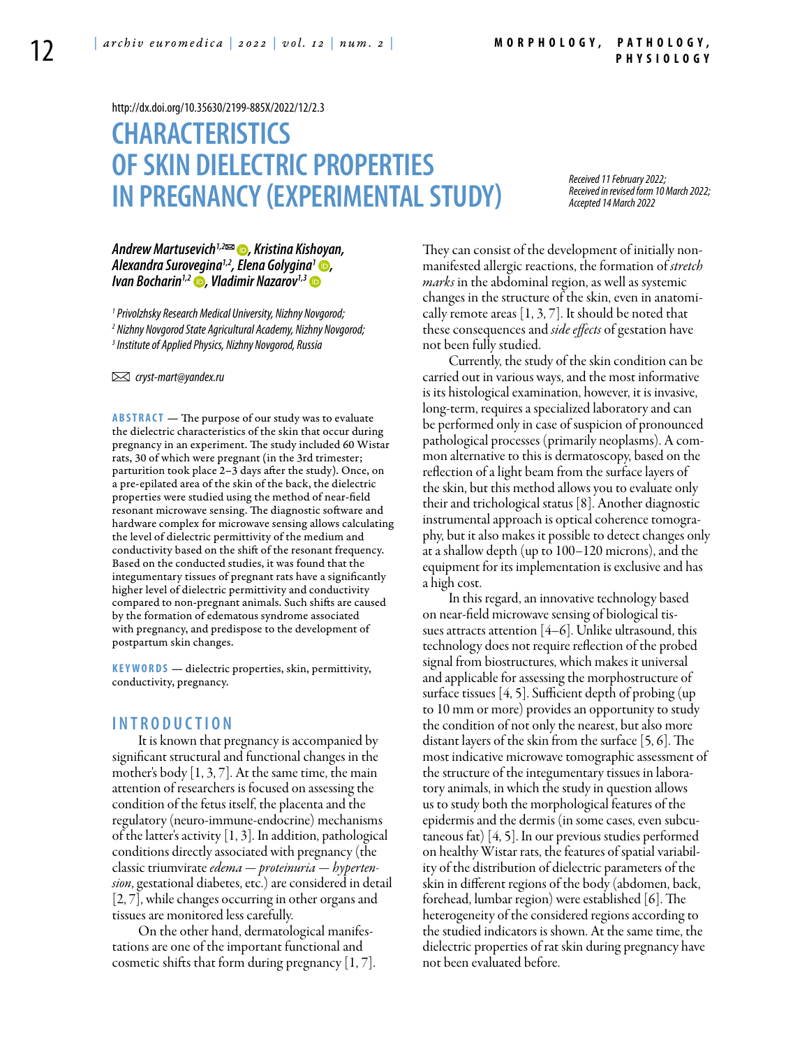http://dx.doi.org/10.35630/2199-885X/2022/12/2.3

# CHARACTERISTICS OF SKIN DIELECTRIC PROPERTIES IN PREGNANCY (EXPERIMENTAL STUDY)

*Received 11 February 2022; Received in revised form 10 March 2022; Accepted 14 March 2022*

***Andrew Martusevich[1,2]✉, Kristina Kishoyan, Alexandra Surovegina[1,2], Elena Golygina[1], Ivan Bocharin[1,2], Vladimir Nazarov[1,3]***

[1] *Privolzhsky Research Medical University, Nizhny Novgorod;*
[2] *Nizhny Novgorod State Agricultural Academy, Nizhny Novgorod;*
[3] *Institute of Applied Physics, Nizhny Novgorod, Russia*

✉ *cryst-mart@yandex.ru*

**ABSTRACT** — The purpose of our study was to evaluate the dielectric characteristics of the skin that occur during pregnancy in an experiment. The study included 60 Wistar rats, 30 of which were pregnant (in the 3rd trimester; parturition took place 2–3 days after the study). Once, on a pre-epilated area of the skin of the back, the dielectric properties were studied using the method of near-field resonant microwave sensing. The diagnostic software and hardware complex for microwave sensing allows calculating the level of dielectric permittivity of the medium and conductivity based on the shift of the resonant frequency. Based on the conducted studies, it was found that the integumentary tissues of pregnant rats have a significantly higher level of dielectric permittivity and conductivity compared to non-pregnant animals. Such shifts are caused by the formation of edematous syndrome associated with pregnancy, and predispose to the development of postpartum skin changes.

**KEYWORDS** — dielectric properties, skin, permittivity, conductivity, pregnancy.

## INTRODUCTION

It is known that pregnancy is accompanied by significant structural and functional changes in the mother's body [1, 3, 7]. At the same time, the main attention of researchers is focused on assessing the condition of the fetus itself, the placenta and the regulatory (neuro-immune-endocrine) mechanisms of the latter's activity [1, 3]. In addition, pathological conditions directly associated with pregnancy (the classic triumvirate *edema — proteinuria — hypertension*, gestational diabetes, etc.) are considered in detail [2, 7], while changes occurring in other organs and tissues are monitored less carefully.

On the other hand, dermatological manifestations are one of the important functional and cosmetic shifts that form during pregnancy [1, 7]. They can consist of the development of initially non-manifested allergic reactions, the formation of *stretch marks* in the abdominal region, as well as systemic changes in the structure of the skin, even in anatomically remote areas [1, 3, 7]. It should be noted that these consequences and *side effects* of gestation have not been fully studied.

Currently, the study of the skin condition can be carried out in various ways, and the most informative is its histological examination, however, it is invasive, long-term, requires a specialized laboratory and can be performed only in case of suspicion of pronounced pathological processes (primarily neoplasms). A common alternative to this is dermatoscopy, based on the reflection of a light beam from the surface layers of the skin, but this method allows you to evaluate only their and trichological status [8]. Another diagnostic instrumental approach is optical coherence tomography, but it also makes it possible to detect changes only at a shallow depth (up to 100–120 microns), and the equipment for its implementation is exclusive and has a high cost.

In this regard, an innovative technology based on near-field microwave sensing of biological tissues attracts attention [4–6]. Unlike ultrasound, this technology does not require reflection of the probed signal from biostructures, which makes it universal and applicable for assessing the morphostructure of surface tissues [4, 5]. Sufficient depth of probing (up to 10 mm or more) provides an opportunity to study the condition of not only the nearest, but also more distant layers of the skin from the surface [5, 6]. The most indicative microwave tomographic assessment of the structure of the integumentary tissues in laboratory animals, in which the study in question allows us to study both the morphological features of the epidermis and the dermis (in some cases, even subcutaneous fat) [4, 5]. In our previous studies performed on healthy Wistar rats, the features of spatial variability of the distribution of dielectric parameters of the skin in different regions of the body (abdomen, back, forehead, lumbar region) were established [6]. The heterogeneity of the considered regions according to the studied indicators is shown. At the same time, the dielectric properties of rat skin during pregnancy have not been evaluated before.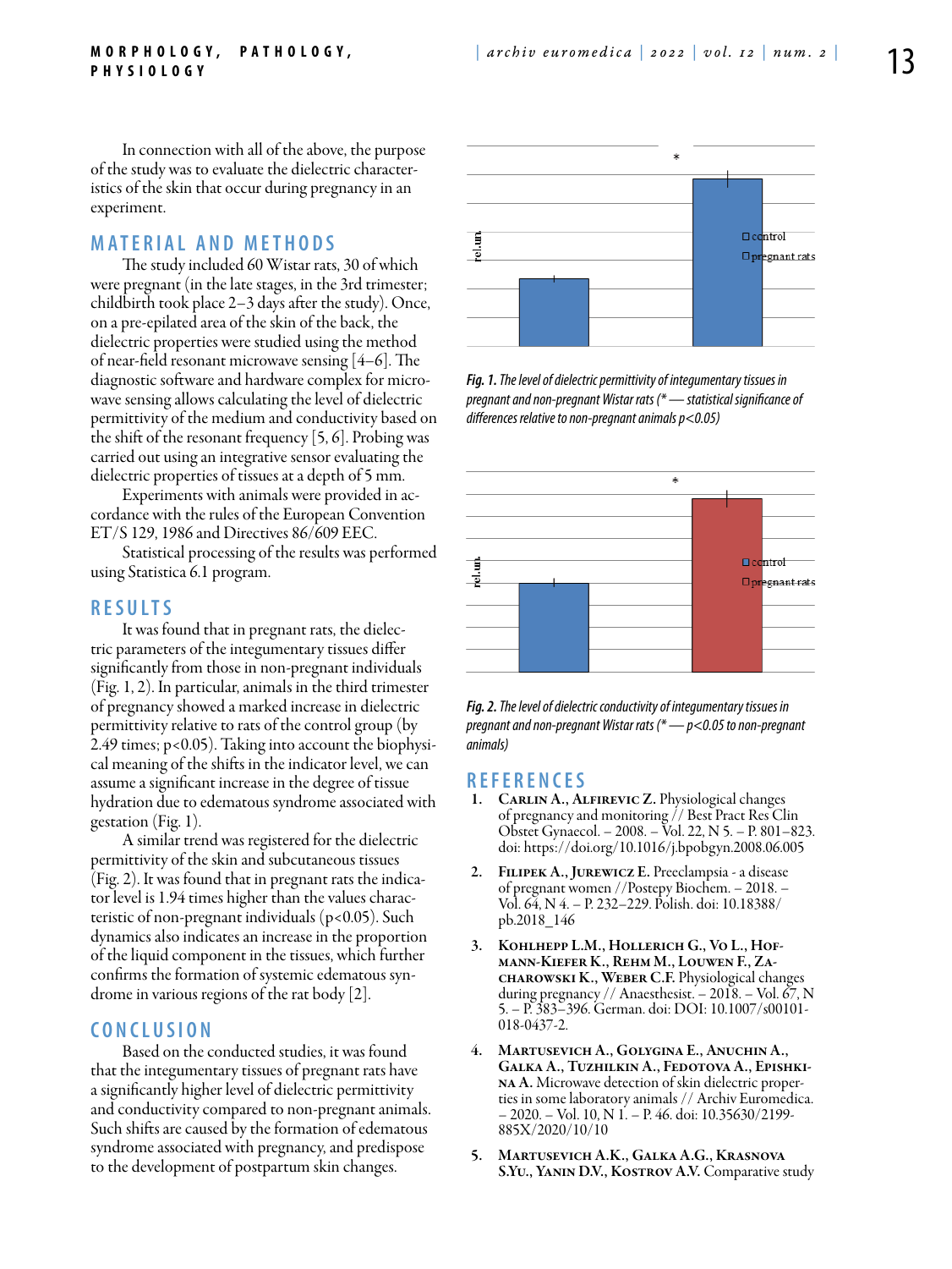In connection with all of the above, the purpose of the study was to evaluate the dielectric characteristics of the skin that occur during pregnancy in an experiment.

## MATERIAL AND METHODS

The study included 60 Wistar rats, 30 of which were pregnant (in the late stages, in the 3rd trimester; childbirth took place 2–3 days after the study). Once, on a pre-epilated area of the skin of the back, the dielectric properties were studied using the method of near-field resonant microwave sensing [4–6]. The diagnostic software and hardware complex for microwave sensing allows calculating the level of dielectric permittivity of the medium and conductivity based on the shift of the resonant frequency [5, 6]. Probing was carried out using an integrative sensor evaluating the dielectric properties of tissues at a depth of 5 mm.

Experiments with animals were provided in accordance with the rules of the European Convention ET/S 129, 1986 and Directives 86/609 EEC.

Statistical processing of the results was performed using Statistica 6.1 program.

## RESULTS

It was found that in pregnant rats, the dielectric parameters of the integumentary tissues differ significantly from those in non-pregnant individuals (Fig. 1, 2). In particular, animals in the third trimester of pregnancy showed a marked increase in dielectric permittivity relative to rats of the control group (by 2.49 times; $p<0.05$). Taking into account the biophysical meaning of the shifts in the indicator level, we can assume a significant increase in the degree of tissue hydration due to edematous syndrome associated with gestation (Fig. 1).

A similar trend was registered for the dielectric permittivity of the skin and subcutaneous tissues (Fig. 2). It was found that in pregnant rats the indicator level is 1.94 times higher than the values characteristic of non-pregnant individuals ($p<0.05$). Such dynamics also indicates an increase in the proportion of the liquid component in the tissues, which further confirms the formation of systemic edematous syndrome in various regions of the rat body [2].

## CONCLUSION

Based on the conducted studies, it was found that the integumentary tissues of pregnant rats have a significantly higher level of dielectric permittivity and conductivity compared to non-pregnant animals. Such shifts are caused by the formation of edematous syndrome associated with pregnancy, and predispose to the development of postpartum skin changes.

*Fig. 1. The level of dielectric permittivity of integumentary tissues in pregnant and non-pregnant Wistar rats (* — statistical significance of differences relative to non-pregnant animals p<0.05)*

*Fig. 2. The level of dielectric conductivity of integumentary tissues in pregnant and non-pregnant Wistar rats (* — p<0.05 to non-pregnant animals)*

## REFERENCES

1. **Carlin A., Alfirevic Z.** Physiological changes of pregnancy and monitoring // Best Pract Res Clin Obstet Gynaecol. – 2008. – Vol. 22, N 5. – P. 801–823. doi: https://doi.org/10.1016/j.bpobgyn.2008.06.005
2. **Filipek A., Jurewicz E.** Preeclampsia - a disease of pregnant women //Postepy Biochem. – 2018. – Vol. 64, N 4. – P. 232–229. Polish. doi: 10.18388/pb.2018_146
3. **Kohlhepp L.M., Hollerich G., Vo L., Hofmann-Kiefer K., Rehm M., Louwen F., Zacharowski K., Weber C.F.** Physiological changes during pregnancy // Anaesthesist. – 2018. – Vol. 67, N 5. – P. 383–396. German. doi: DOI: 10.1007/s00101-018-0437-2.
4. **Martusevich A., Golygina E., Anuchin A., Galka A., Tuzhilkin A., Fedotova A., Epishkina A.** Microwave detection of skin dielectric properties in some laboratory animals // Archiv Euromedica. – 2020. – Vol. 10, N 1. – P. 46. doi: 10.35630/2199-885X/2020/10/10
5. **Martusevich A.K., Galka A.G., Krasnova S.Yu., Yanin D.V., Kostrov A.V.** Comparative study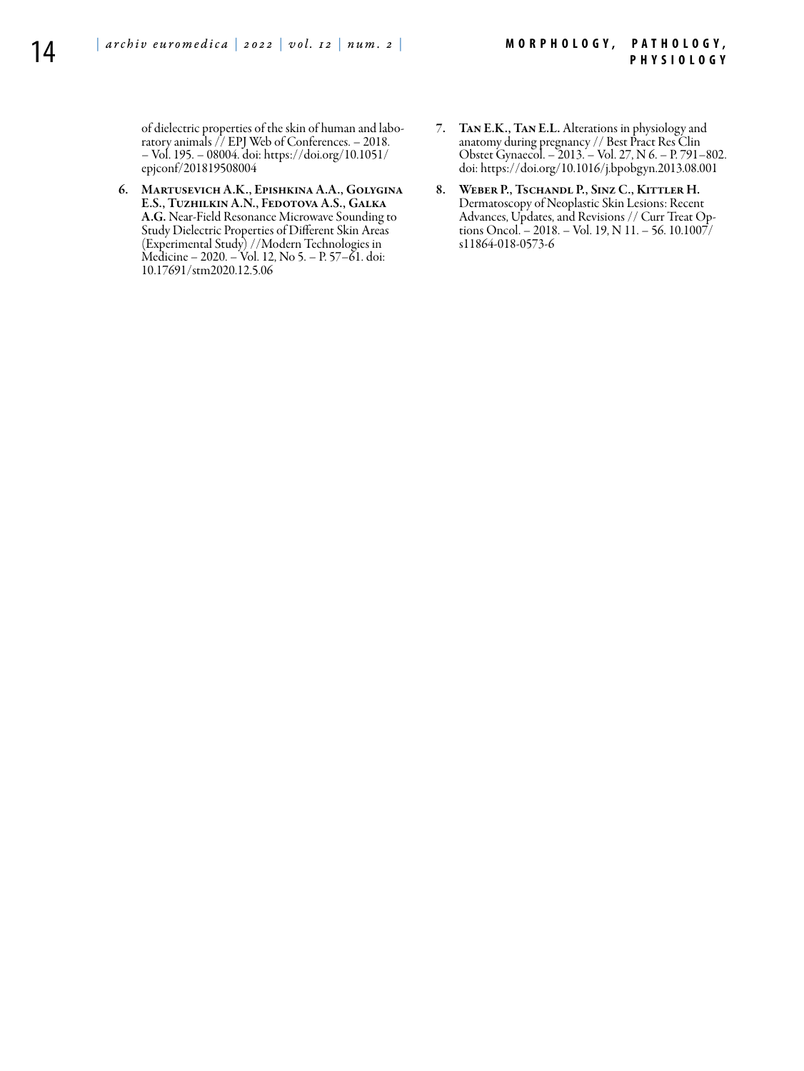of dielectric properties of the skin of human and laboratory animals // EPJ Web of Conferences. – 2018. – Vol. 195. – 08004. doi: https://doi.org/10.1051/epjconf/201819508004

6. **Martusevich A.K., Epishkina A.A., Golygina E.S., Tuzhilkin A.N., Fedotova A.S., Galka A.G.** Near-Field Resonance Microwave Sounding to Study Dielectric Properties of Different Skin Areas (Experimental Study) //Modern Technologies in Medicine – 2020. – Vol. 12, No 5. – P. 57–61. doi: 10.17691/stm2020.12.5.06
7. **Tan E.K., Tan E.L.** Alterations in physiology and anatomy during pregnancy // Best Pract Res Clin Obstet Gynaecol. – 2013. – Vol. 27, N 6. – P. 791–802. doi: https://doi.org/10.1016/j.bpobgyn.2013.08.001
8. **Weber P., Tschandl P., Sinz C., Kittler H.** Dermatoscopy of Neoplastic Skin Lesions: Recent Advances, Updates, and Revisions // Curr Treat Options Oncol. – 2018. – Vol. 19, N 11. – 56. 10.1007/s11864-018-0573-6